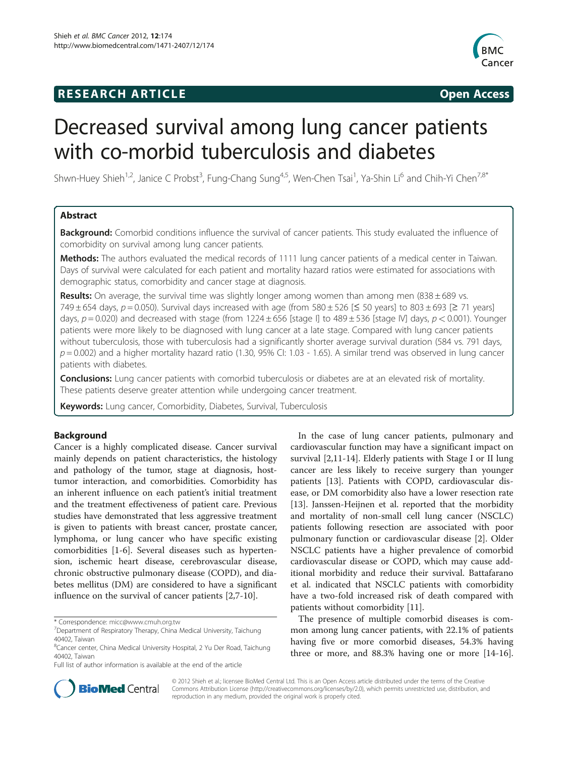**RESEARCH ARTICLE** **Open Access**

# Decreased survival among lung cancer patients with co-morbid tuberculosis and diabetes

Shwn-Huey Shieh[1,2], Janice C Probst[3], Fung-Chang Sung[4,5], Wen-Chen Tsai[1], Ya-Shin Li[6] and Chih-Yi Chen[7,8*]

## Abstract

**Background:** Comorbid conditions influence the survival of cancer patients. This study evaluated the influence of comorbidity on survival among lung cancer patients.

**Methods:** The authors evaluated the medical records of 1111 lung cancer patients of a medical center in Taiwan. Days of survival were calculated for each patient and mortality hazard ratios were estimated for associations with demographic status, comorbidity and cancer stage at diagnosis.

**Results:** On average, the survival time was slightly longer among women than among men (838 ± 689 vs. 749 ± 654 days, $p = 0.050$). Survival days increased with age (from 580 ± 526 [≤ 50 years] to 803 ± 693 [≥ 71 years] days, $p = 0.020$) and decreased with stage (from 1224 ± 656 [stage I] to 489 ± 536 [stage IV] days, $p < 0.001$). Younger patients were more likely to be diagnosed with lung cancer at a late stage. Compared with lung cancer patients without tuberculosis, those with tuberculosis had a significantly shorter average survival duration (584 vs. 791 days, $p = 0.002$) and a higher mortality hazard ratio (1.30, 95% CI: 1.03 - 1.65). A similar trend was observed in lung cancer patients with diabetes.

**Conclusions:** Lung cancer patients with comorbid tuberculosis or diabetes are at an elevated risk of mortality. These patients deserve greater attention while undergoing cancer treatment.

**Keywords:** Lung cancer, Comorbidity, Diabetes, Survival, Tuberculosis

## Background

Cancer is a highly complicated disease. Cancer survival mainly depends on patient characteristics, the histology and pathology of the tumor, stage at diagnosis, host-tumor interaction, and comorbidities. Comorbidity has an inherent influence on each patient's initial treatment and the treatment effectiveness of patient care. Previous studies have demonstrated that less aggressive treatment is given to patients with breast cancer, prostate cancer, lymphoma, or lung cancer who have specific existing comorbidities [1-6]. Several diseases such as hypertension, ischemic heart disease, cerebrovascular disease, chronic obstructive pulmonary disease (COPD), and diabetes mellitus (DM) are considered to have a significant influence on the survival of cancer patients [2,7-10].

In the case of lung cancer patients, pulmonary and cardiovascular function may have a significant impact on survival [2,11-14]. Elderly patients with Stage I or II lung cancer are less likely to receive surgery than younger patients [13]. Patients with COPD, cardiovascular disease, or DM comorbidity also have a lower resection rate [13]. Janssen-Heijnen et al. reported that the morbidity and mortality of non-small cell lung cancer (NSCLC) patients following resection are associated with poor pulmonary function or cardiovascular disease [2]. Older NSCLC patients have a higher prevalence of comorbid cardiovascular disease or COPD, which may cause additional morbidity and reduce their survival. Battafarano et al. indicated that NSCLC patients with comorbidity have a two-fold increased risk of death compared with patients without comorbidity [11].

The presence of multiple comorbid diseases is common among lung cancer patients, with 22.1% of patients having five or more comorbid diseases, 54.3% having three or more, and 88.3% having one or more [14-16].

* Correspondence: micc@www.cmuh.org.tw
[7]Department of Respiratory Therapy, China Medical University, Taichung 40402, Taiwan
[8]Cancer center, China Medical University Hospital, 2 Yu Der Road, Taichung 40402, Taiwan
Full list of author information is available at the end of the article

© 2012 Shieh et al.; licensee BioMed Central Ltd. This is an Open Access article distributed under the terms of the Creative Commons Attribution License (http://creativecommons.org/licenses/by/2.0), which permits unrestricted use, distribution, and reproduction in any medium, provided the original work is properly cited.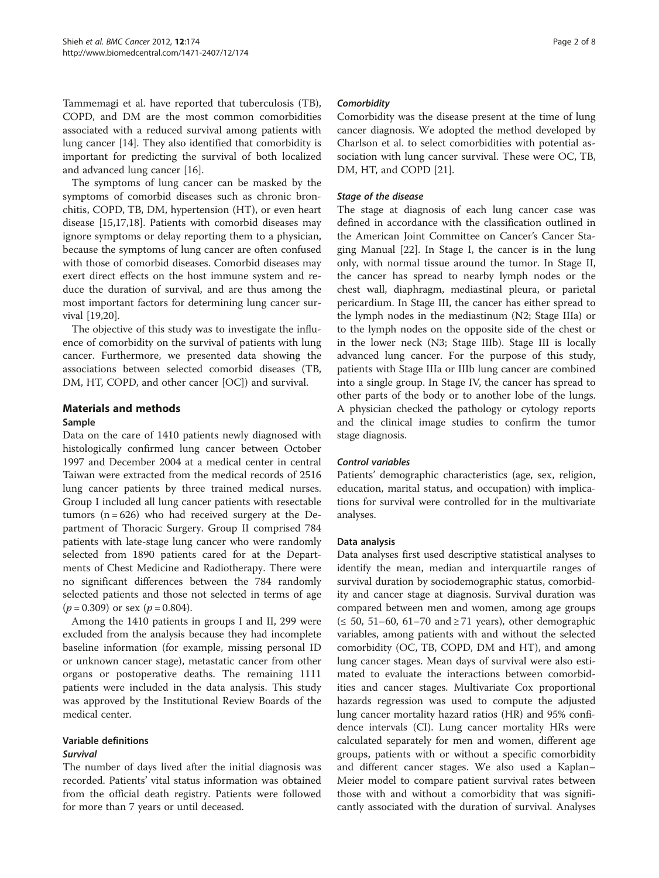Tammemagi et al. have reported that tuberculosis (TB), COPD, and DM are the most common comorbidities associated with a reduced survival among patients with lung cancer [14]. They also identified that comorbidity is important for predicting the survival of both localized and advanced lung cancer [16].

The symptoms of lung cancer can be masked by the symptoms of comorbid diseases such as chronic bronchitis, COPD, TB, DM, hypertension (HT), or even heart disease [15,17,18]. Patients with comorbid diseases may ignore symptoms or delay reporting them to a physician, because the symptoms of lung cancer are often confused with those of comorbid diseases. Comorbid diseases may exert direct effects on the host immune system and reduce the duration of survival, and are thus among the most important factors for determining lung cancer survival [19,20].

The objective of this study was to investigate the influence of comorbidity on the survival of patients with lung cancer. Furthermore, we presented data showing the associations between selected comorbid diseases (TB, DM, HT, COPD, and other cancer [OC]) and survival.

## Materials and methods

### Sample

Data on the care of 1410 patients newly diagnosed with histologically confirmed lung cancer between October 1997 and December 2004 at a medical center in central Taiwan were extracted from the medical records of 2516 lung cancer patients by three trained medical nurses. Group I included all lung cancer patients with resectable tumors ($n = 626$) who had received surgery at the Department of Thoracic Surgery. Group II comprised 784 patients with late-stage lung cancer who were randomly selected from 1890 patients cared for at the Departments of Chest Medicine and Radiotherapy. There were no significant differences between the 784 randomly selected patients and those not selected in terms of age ($p = 0.309$) or sex ($p = 0.804$).

Among the 1410 patients in groups I and II, 299 were excluded from the analysis because they had incomplete baseline information (for example, missing personal ID or unknown cancer stage), metastatic cancer from other organs or postoperative deaths. The remaining 1111 patients were included in the data analysis. This study was approved by the Institutional Review Boards of the medical center.

### Variable definitions

#### *Survival*

The number of days lived after the initial diagnosis was recorded. Patients' vital status information was obtained from the official death registry. Patients were followed for more than 7 years or until deceased.

#### *Comorbidity*

Comorbidity was the disease present at the time of lung cancer diagnosis. We adopted the method developed by Charlson et al. to select comorbidities with potential association with lung cancer survival. These were OC, TB, DM, HT, and COPD [21].

#### *Stage of the disease*

The stage at diagnosis of each lung cancer case was defined in accordance with the classification outlined in the American Joint Committee on Cancer's Cancer Staging Manual [22]. In Stage I, the cancer is in the lung only, with normal tissue around the tumor. In Stage II, the cancer has spread to nearby lymph nodes or the chest wall, diaphragm, mediastinal pleura, or parietal pericardium. In Stage III, the cancer has either spread to the lymph nodes in the mediastinum (N2; Stage IIIa) or to the lymph nodes on the opposite side of the chest or in the lower neck (N3; Stage IIIb). Stage III is locally advanced lung cancer. For the purpose of this study, patients with Stage IIIa or IIIb lung cancer are combined into a single group. In Stage IV, the cancer has spread to other parts of the body or to another lobe of the lungs. A physician checked the pathology or cytology reports and the clinical image studies to confirm the tumor stage diagnosis.

#### *Control variables*

Patients' demographic characteristics (age, sex, religion, education, marital status, and occupation) with implications for survival were controlled for in the multivariate analyses.

### Data analysis

Data analyses first used descriptive statistical analyses to identify the mean, median and interquartile ranges of survival duration by sociodemographic status, comorbidity and cancer stage at diagnosis. Survival duration was compared between men and women, among age groups ($\leq 50$, 51–60, 61–70 and $\geq 71$ years), other demographic variables, among patients with and without the selected comorbidity (OC, TB, COPD, DM and HT), and among lung cancer stages. Mean days of survival were also estimated to evaluate the interactions between comorbidities and cancer stages. Multivariate Cox proportional hazards regression was used to compute the adjusted lung cancer mortality hazard ratios (HR) and 95% confidence intervals (CI). Lung cancer mortality HRs were calculated separately for men and women, different age groups, patients with or without a specific comorbidity and different cancer stages. We also used a Kaplan–Meier model to compare patient survival rates between those with and without a comorbidity that was significantly associated with the duration of survival. Analyses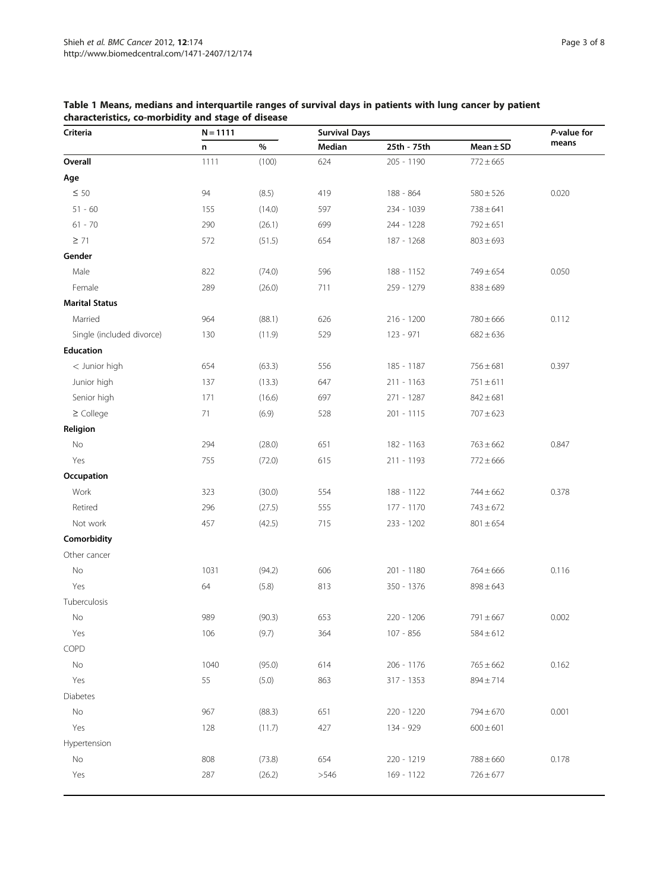**Table 1 Means, medians and interquartile ranges of survival days in patients with lung cancer by patient characteristics, co-morbidity and stage of disease**

| Criteria | N = 1111 | | Survival Days | | | *P*-value for means |
|---|---|---|---|---|---|---|
| | n | % | Median | 25th - 75th | Mean ± SD | |
| **Overall** | 1111 | (100) | 624 | 205 - 1190 | 772 ± 665 | |
| **Age** | | | | | | |
| ≤ 50 | 94 | (8.5) | 419 | 188 - 864 | 580 ± 526 | 0.020 |
| 51 - 60 | 155 | (14.0) | 597 | 234 - 1039 | 738 ± 641 | |
| 61 - 70 | 290 | (26.1) | 699 | 244 - 1228 | 792 ± 651 | |
| ≥ 71 | 572 | (51.5) | 654 | 187 - 1268 | 803 ± 693 | |
| **Gender** | | | | | | |
| Male | 822 | (74.0) | 596 | 188 - 1152 | 749 ± 654 | 0.050 |
| Female | 289 | (26.0) | 711 | 259 - 1279 | 838 ± 689 | |
| **Marital Status** | | | | | | |
| Married | 964 | (88.1) | 626 | 216 - 1200 | 780 ± 666 | 0.112 |
| Single (included divorce) | 130 | (11.9) | 529 | 123 - 971 | 682 ± 636 | |
| **Education** | | | | | | |
| < Junior high | 654 | (63.3) | 556 | 185 - 1187 | 756 ± 681 | 0.397 |
| Junior high | 137 | (13.3) | 647 | 211 - 1163 | 751 ± 611 | |
| Senior high | 171 | (16.6) | 697 | 271 - 1287 | 842 ± 681 | |
| ≥ College | 71 | (6.9) | 528 | 201 - 1115 | 707 ± 623 | |
| **Religion** | | | | | | |
| No | 294 | (28.0) | 651 | 182 - 1163 | 763 ± 662 | 0.847 |
| Yes | 755 | (72.0) | 615 | 211 - 1193 | 772 ± 666 | |
| **Occupation** | | | | | | |
| Work | 323 | (30.0) | 554 | 188 - 1122 | 744 ± 662 | 0.378 |
| Retired | 296 | (27.5) | 555 | 177 - 1170 | 743 ± 672 | |
| Not work | 457 | (42.5) | 715 | 233 - 1202 | 801 ± 654 | |
| **Comorbidity** | | | | | | |
| Other cancer | | | | | | |
| No | 1031 | (94.2) | 606 | 201 - 1180 | 764 ± 666 | 0.116 |
| Yes | 64 | (5.8) | 813 | 350 - 1376 | 898 ± 643 | |
| Tuberculosis | | | | | | |
| No | 989 | (90.3) | 653 | 220 - 1206 | 791 ± 667 | 0.002 |
| Yes | 106 | (9.7) | 364 | 107 - 856 | 584 ± 612 | |
| COPD | | | | | | |
| No | 1040 | (95.0) | 614 | 206 - 1176 | 765 ± 662 | 0.162 |
| Yes | 55 | (5.0) | 863 | 317 - 1353 | 894 ± 714 | |
| Diabetes | | | | | | |
| No | 967 | (88.3) | 651 | 220 - 1220 | 794 ± 670 | 0.001 |
| Yes | 128 | (11.7) | 427 | 134 - 929 | 600 ± 601 | |
| Hypertension | | | | | | |
| No | 808 | (73.8) | 654 | 220 - 1219 | 788 ± 660 | 0.178 |
| Yes | 287 | (26.2) | >546 | 169 - 1122 | 726 ± 677 | |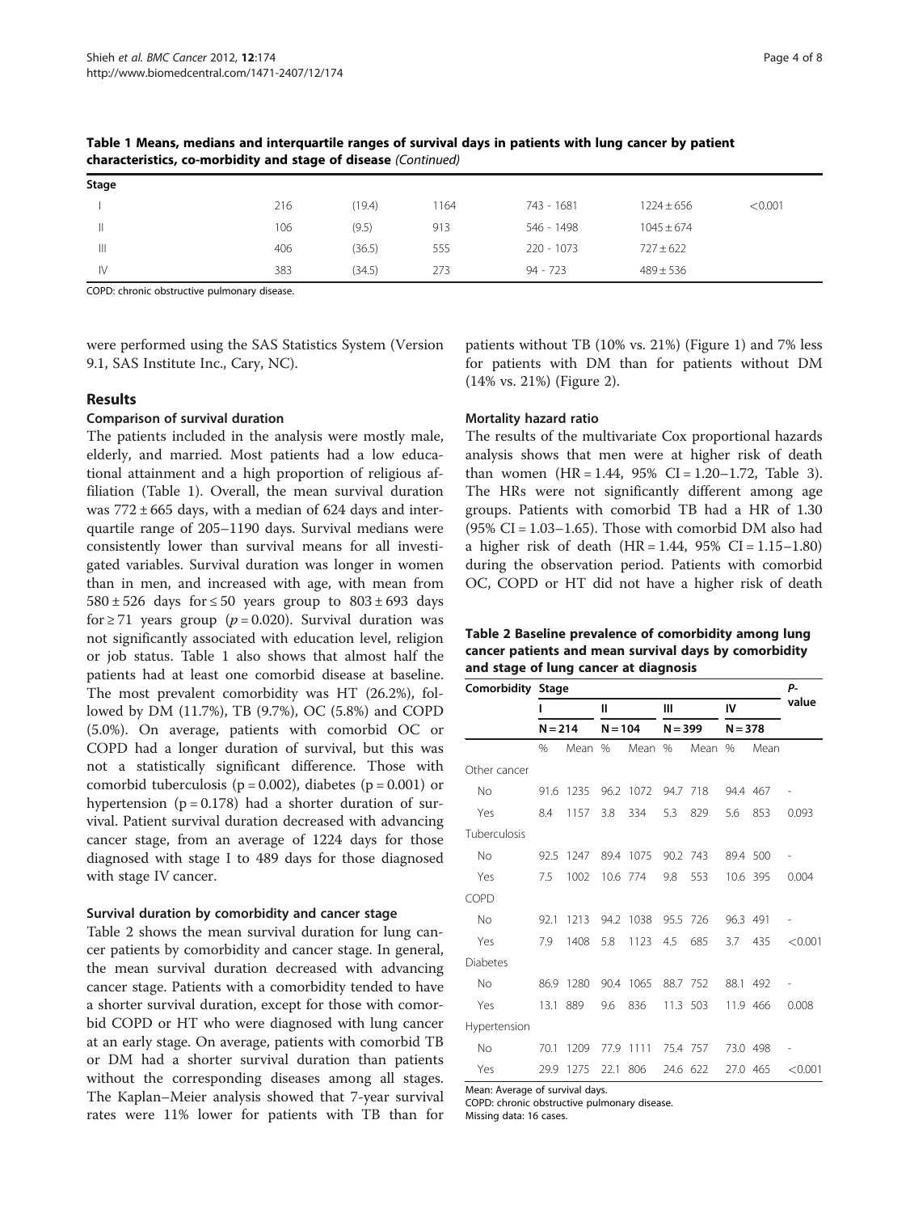**Table 1 Means, medians and interquartile ranges of survival days in patients with lung cancer by patient characteristics, co-morbidity and stage of disease** *(Continued)*

| Stage | | | | | | |
|---|---|---|---|---|---|---|
| I | 216 | (19.4) | 1164 | 743 - 1681 | 1224 ± 656 | <0.001 |
| II | 106 | (9.5) | 913 | 546 - 1498 | 1045 ± 674 | |
| III | 406 | (36.5) | 555 | 220 - 1073 | 727 ± 622 | |
| IV | 383 | (34.5) | 273 | 94 - 723 | 489 ± 536 | |

COPD: chronic obstructive pulmonary disease.

were performed using the SAS Statistics System (Version 9.1, SAS Institute Inc., Cary, NC).

## Results

### Comparison of survival duration

The patients included in the analysis were mostly male, elderly, and married. Most patients had a low educational attainment and a high proportion of religious affiliation (Table 1). Overall, the mean survival duration was 772 ± 665 days, with a median of 624 days and interquartile range of 205–1190 days. Survival medians were consistently lower than survival means for all investigated variables. Survival duration was longer in women than in men, and increased with age, with mean from 580 ± 526 days for ≤ 50 years group to 803 ± 693 days for ≥ 71 years group ($p = 0.020$). Survival duration was not significantly associated with education level, religion or job status. Table 1 also shows that almost half the patients had at least one comorbid disease at baseline. The most prevalent comorbidity was HT (26.2%), followed by DM (11.7%), TB (9.7%), OC (5.8%) and COPD (5.0%). On average, patients with comorbid OC or COPD had a longer duration of survival, but this was not a statistically significant difference. Those with comorbid tuberculosis ($p = 0.002$), diabetes ($p = 0.001$) or hypertension ($p = 0.178$) had a shorter duration of survival. Patient survival duration decreased with advancing cancer stage, from an average of 1224 days for those diagnosed with stage I to 489 days for those diagnosed with stage IV cancer.

### Survival duration by comorbidity and cancer stage

Table 2 shows the mean survival duration for lung cancer patients by comorbidity and cancer stage. In general, the mean survival duration decreased with advancing cancer stage. Patients with a comorbidity tended to have a shorter survival duration, except for those with comorbid COPD or HT who were diagnosed with lung cancer at an early stage. On average, patients with comorbid TB or DM had a shorter survival duration than patients without the corresponding diseases among all stages. The Kaplan–Meier analysis showed that 7-year survival rates were 11% lower for patients with TB than for patients without TB (10% vs. 21%) (Figure 1) and 7% less for patients with DM than for patients without DM (14% vs. 21%) (Figure 2).

### Mortality hazard ratio

The results of the multivariate Cox proportional hazards analysis shows that men were at higher risk of death than women (HR = 1.44, 95% CI = 1.20–1.72, Table 3). The HRs were not significantly different among age groups. Patients with comorbid TB had a HR of 1.30 (95% CI = 1.03–1.65). Those with comorbid DM also had a higher risk of death (HR = 1.44, 95% CI = 1.15–1.80) during the observation period. Patients with comorbid OC, COPD or HT did not have a higher risk of death

**Table 2 Baseline prevalence of comorbidity among lung cancer patients and mean survival days by comorbidity and stage of lung cancer at diagnosis**

| Comorbidity | Stage | | | | | | | | P-value |
|---|---|---|---|---|---|---|---|---|---|
| | I | | II | | III | | IV | | |
| | N = 214 | | N = 104 | | N = 399 | | N = 378 | | |
| | % | Mean | % | Mean | % | Mean | % | Mean | |
| Other cancer | | | | | | | | | |
| No | 91.6 | 1235 | 96.2 | 1072 | 94.7 | 718 | 94.4 | 467 | - |
| Yes | 8.4 | 1157 | 3.8 | 334 | 5.3 | 829 | 5.6 | 853 | 0.093 |
| Tuberculosis | | | | | | | | | |
| No | 92.5 | 1247 | 89.4 | 1075 | 90.2 | 743 | 89.4 | 500 | - |
| Yes | 7.5 | 1002 | 10.6 | 774 | 9.8 | 553 | 10.6 | 395 | 0.004 |
| COPD | | | | | | | | | |
| No | 92.1 | 1213 | 94.2 | 1038 | 95.5 | 726 | 96.3 | 491 | - |
| Yes | 7.9 | 1408 | 5.8 | 1123 | 4.5 | 685 | 3.7 | 435 | <0.001 |
| Diabetes | | | | | | | | | |
| No | 86.9 | 1280 | 90.4 | 1065 | 88.7 | 752 | 88.1 | 492 | - |
| Yes | 13.1 | 889 | 9.6 | 836 | 11.3 | 503 | 11.9 | 466 | 0.008 |
| Hypertension | | | | | | | | | |
| No | 70.1 | 1209 | 77.9 | 1111 | 75.4 | 757 | 73.0 | 498 | - |
| Yes | 29.9 | 1275 | 22.1 | 806 | 24.6 | 622 | 27.0 | 465 | <0.001 |

Mean: Average of survival days.
COPD: chronic obstructive pulmonary disease.
Missing data: 16 cases.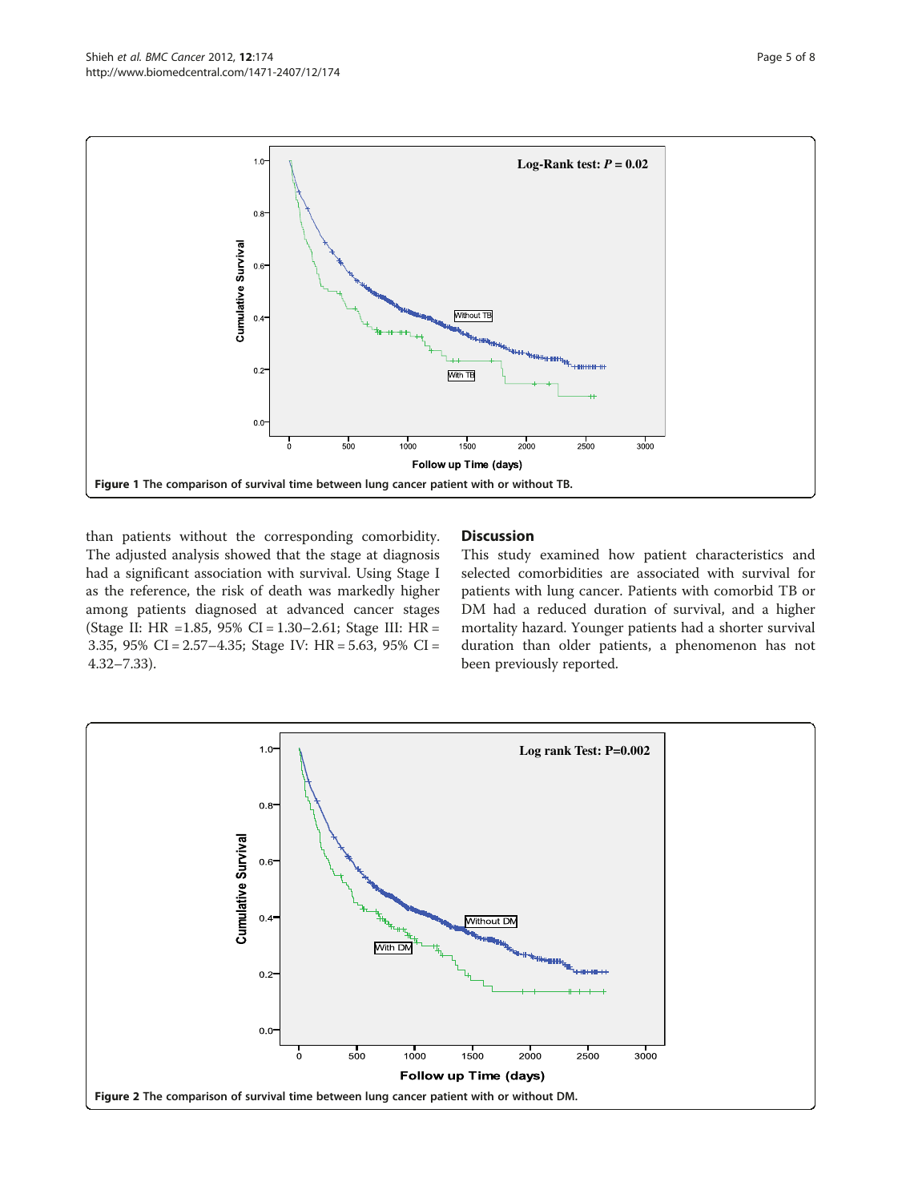Figure 1 The comparison of survival time between lung cancer patient with or without TB.

than patients without the corresponding comorbidity. The adjusted analysis showed that the stage at diagnosis had a significant association with survival. Using Stage I as the reference, the risk of death was markedly higher among patients diagnosed at advanced cancer stages (Stage II: HR =1.85, 95% CI = 1.30–2.61; Stage III: HR = 3.35, 95% CI = 2.57–4.35; Stage IV: HR = 5.63, 95% CI = 4.32–7.33).

## Discussion

This study examined how patient characteristics and selected comorbidities are associated with survival for patients with lung cancer. Patients with comorbid TB or DM had a reduced duration of survival, and a higher mortality hazard. Younger patients had a shorter survival duration than older patients, a phenomenon has not been previously reported.

Figure 2 The comparison of survival time between lung cancer patient with or without DM.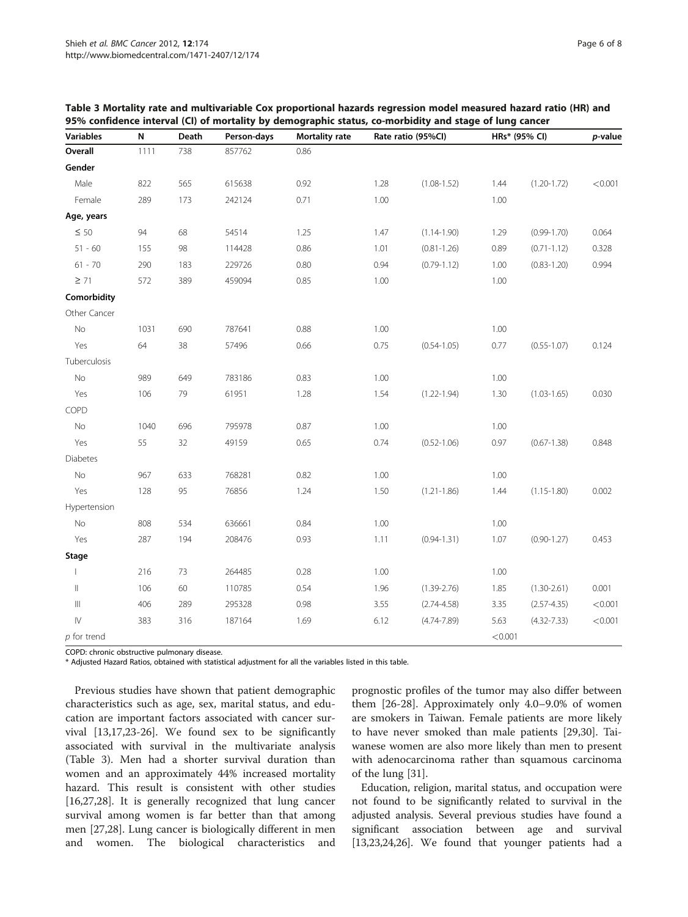**Table 3 Mortality rate and multivariable Cox proportional hazards regression model measured hazard ratio (HR) and 95% confidence interval (CI) of mortality by demographic status, co-morbidity and stage of lung cancer**

| Variables | N | Death | Person-days | Mortality rate | Rate ratio (95%CI) | | HRs* (95% CI) | | *p*-value |
|---|---|---|---|---|---|---|---|---|---|
| **Overall** | 1111 | 738 | 857762 | 0.86 | | | | | |
| **Gender** | | | | | | | | | |
| Male | 822 | 565 | 615638 | 0.92 | 1.28 | (1.08-1.52) | 1.44 | (1.20-1.72) | <0.001 |
| Female | 289 | 173 | 242124 | 0.71 | 1.00 | | 1.00 | | |
| **Age, years** | | | | | | | | | |
| ≤ 50 | 94 | 68 | 54514 | 1.25 | 1.47 | (1.14-1.90) | 1.29 | (0.99-1.70) | 0.064 |
| 51 - 60 | 155 | 98 | 114428 | 0.86 | 1.01 | (0.81-1.26) | 0.89 | (0.71-1.12) | 0.328 |
| 61 - 70 | 290 | 183 | 229726 | 0.80 | 0.94 | (0.79-1.12) | 1.00 | (0.83-1.20) | 0.994 |
| ≥ 71 | 572 | 389 | 459094 | 0.85 | 1.00 | | 1.00 | | |
| **Comorbidity** | | | | | | | | | |
| Other Cancer | | | | | | | | | |
| No | 1031 | 690 | 787641 | 0.88 | 1.00 | | 1.00 | | |
| Yes | 64 | 38 | 57496 | 0.66 | 0.75 | (0.54-1.05) | 0.77 | (0.55-1.07) | 0.124 |
| Tuberculosis | | | | | | | | | |
| No | 989 | 649 | 783186 | 0.83 | 1.00 | | 1.00 | | |
| Yes | 106 | 79 | 61951 | 1.28 | 1.54 | (1.22-1.94) | 1.30 | (1.03-1.65) | 0.030 |
| COPD | | | | | | | | | |
| No | 1040 | 696 | 795978 | 0.87 | 1.00 | | 1.00 | | |
| Yes | 55 | 32 | 49159 | 0.65 | 0.74 | (0.52-1.06) | 0.97 | (0.67-1.38) | 0.848 |
| Diabetes | | | | | | | | | |
| No | 967 | 633 | 768281 | 0.82 | 1.00 | | 1.00 | | |
| Yes | 128 | 95 | 76856 | 1.24 | 1.50 | (1.21-1.86) | 1.44 | (1.15-1.80) | 0.002 |
| Hypertension | | | | | | | | | |
| No | 808 | 534 | 636661 | 0.84 | 1.00 | | 1.00 | | |
| Yes | 287 | 194 | 208476 | 0.93 | 1.11 | (0.94-1.31) | 1.07 | (0.90-1.27) | 0.453 |
| **Stage** | | | | | | | | | |
| I | 216 | 73 | 264485 | 0.28 | 1.00 | | 1.00 | | |
| II | 106 | 60 | 110785 | 0.54 | 1.96 | (1.39-2.76) | 1.85 | (1.30-2.61) | 0.001 |
| III | 406 | 289 | 295328 | 0.98 | 3.55 | (2.74-4.58) | 3.35 | (2.57-4.35) | <0.001 |
| IV | 383 | 316 | 187164 | 1.69 | 6.12 | (4.74-7.89) | 5.63 | (4.32-7.33) | <0.001 |
| *p* for trend | | | | | | | <0.001 | | |

COPD: chronic obstructive pulmonary disease.

\* Adjusted Hazard Ratios, obtained with statistical adjustment for all the variables listed in this table.

Previous studies have shown that patient demographic characteristics such as age, sex, marital status, and education are important factors associated with cancer survival [13,17,23-26]. We found sex to be significantly associated with survival in the multivariate analysis (Table 3). Men had a shorter survival duration than women and an approximately 44% increased mortality hazard. This result is consistent with other studies [16,27,28]. It is generally recognized that lung cancer survival among women is far better than that among men [27,28]. Lung cancer is biologically different in men and women. The biological characteristics and prognostic profiles of the tumor may also differ between them [26-28]. Approximately only 4.0–9.0% of women are smokers in Taiwan. Female patients are more likely to have never smoked than male patients [29,30]. Taiwanese women are also more likely than men to present with adenocarcinoma rather than squamous carcinoma of the lung [31].

Education, religion, marital status, and occupation were not found to be significantly related to survival in the adjusted analysis. Several previous studies have found a significant association between age and survival [13,23,24,26]. We found that younger patients had a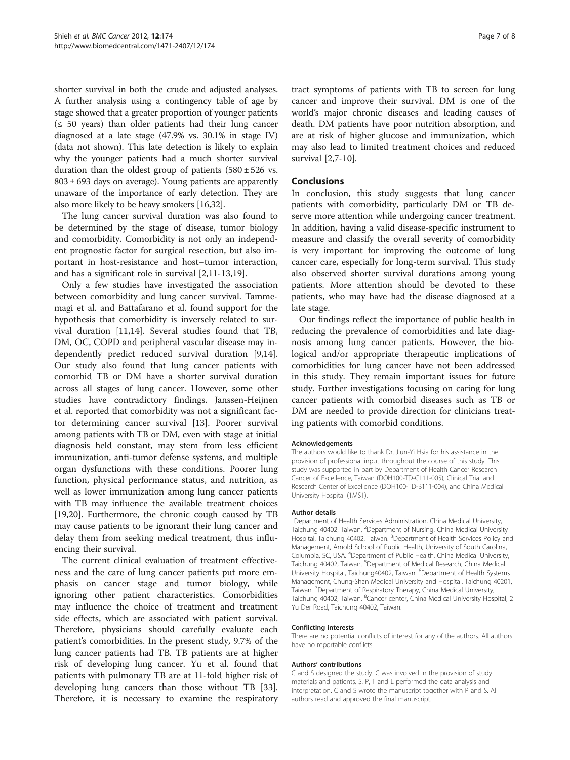shorter survival in both the crude and adjusted analyses. A further analysis using a contingency table of age by stage showed that a greater proportion of younger patients (≤ 50 years) than older patients had their lung cancer diagnosed at a late stage (47.9% vs. 30.1% in stage IV) (data not shown). This late detection is likely to explain why the younger patients had a much shorter survival duration than the oldest group of patients (580 ± 526 vs. 803 ± 693 days on average). Young patients are apparently unaware of the importance of early detection. They are also more likely to be heavy smokers [16,32].

The lung cancer survival duration was also found to be determined by the stage of disease, tumor biology and comorbidity. Comorbidity is not only an independent prognostic factor for surgical resection, but also important in host-resistance and host–tumor interaction, and has a significant role in survival [2,11-13,19].

Only a few studies have investigated the association between comorbidity and lung cancer survival. Tammemagi et al. and Battafarano et al. found support for the hypothesis that comorbidity is inversely related to survival duration [11,14]. Several studies found that TB, DM, OC, COPD and peripheral vascular disease may independently predict reduced survival duration [9,14]. Our study also found that lung cancer patients with comorbid TB or DM have a shorter survival duration across all stages of lung cancer. However, some other studies have contradictory findings. Janssen-Heijnen et al. reported that comorbidity was not a significant factor determining cancer survival [13]. Poorer survival among patients with TB or DM, even with stage at initial diagnosis held constant, may stem from less efficient immunization, anti-tumor defense systems, and multiple organ dysfunctions with these conditions. Poorer lung function, physical performance status, and nutrition, as well as lower immunization among lung cancer patients with TB may influence the available treatment choices [19,20]. Furthermore, the chronic cough caused by TB may cause patients to be ignorant their lung cancer and delay them from seeking medical treatment, thus influencing their survival.

The current clinical evaluation of treatment effectiveness and the care of lung cancer patients put more emphasis on cancer stage and tumor biology, while ignoring other patient characteristics. Comorbidities may influence the choice of treatment and treatment side effects, which are associated with patient survival. Therefore, physicians should carefully evaluate each patient's comorbidities. In the present study, 9.7% of the lung cancer patients had TB. TB patients are at higher risk of developing lung cancer. Yu et al. found that patients with pulmonary TB are at 11-fold higher risk of developing lung cancers than those without TB [33]. Therefore, it is necessary to examine the respiratory tract symptoms of patients with TB to screen for lung cancer and improve their survival. DM is one of the world's major chronic diseases and leading causes of death. DM patients have poor nutrition absorption, and are at risk of higher glucose and immunization, which may also lead to limited treatment choices and reduced survival [2,7-10].

## Conclusions

In conclusion, this study suggests that lung cancer patients with comorbidity, particularly DM or TB deserve more attention while undergoing cancer treatment. In addition, having a valid disease-specific instrument to measure and classify the overall severity of comorbidity is very important for improving the outcome of lung cancer care, especially for long-term survival. This study also observed shorter survival durations among young patients. More attention should be devoted to these patients, who may have had the disease diagnosed at a late stage.

Our findings reflect the importance of public health in reducing the prevalence of comorbidities and late diagnosis among lung cancer patients. However, the biological and/or appropriate therapeutic implications of comorbidities for lung cancer have not been addressed in this study. They remain important issues for future study. Further investigations focusing on caring for lung cancer patients with comorbid diseases such as TB or DM are needed to provide direction for clinicians treating patients with comorbid conditions.

#### Acknowledgements

The authors would like to thank Dr. Jiun-Yi Hsia for his assistance in the provision of professional input throughout the course of this study. This study was supported in part by Department of Health Cancer Research Cancer of Excellence, Taiwan (DOH100-TD-C111-005), Clinical Trial and Research Center of Excellence (DOH100-TD-B111-004), and China Medical University Hospital (1MS1).

#### Author details

[1]Department of Health Services Administration, China Medical University, Taichung 40402, Taiwan. [2]Department of Nursing, China Medical University Hospital, Taichung 40402, Taiwan. [3]Department of Health Services Policy and Management, Arnold School of Public Health, University of South Carolina, Columbia, SC, USA. [4]Department of Public Health, China Medical University, Taichung 40402, Taiwan. [5]Department of Medical Research, China Medical University Hospital, Taichung40402, Taiwan. [6]Department of Health Systems Management, Chung-Shan Medical University and Hospital, Taichung 40201, Taiwan. [7]Department of Respiratory Therapy, China Medical University, Taichung 40402, Taiwan. [8]Cancer center, China Medical University Hospital, 2 Yu Der Road, Taichung 40402, Taiwan.

#### Conflicting interests

There are no potential conflicts of interest for any of the authors. All authors have no reportable conflicts.

#### Authors' contributions

C and S designed the study. C was involved in the provision of study materials and patients. S, P, T and L performed the data analysis and interpretation. C and S wrote the manuscript together with P and S. All authors read and approved the final manuscript.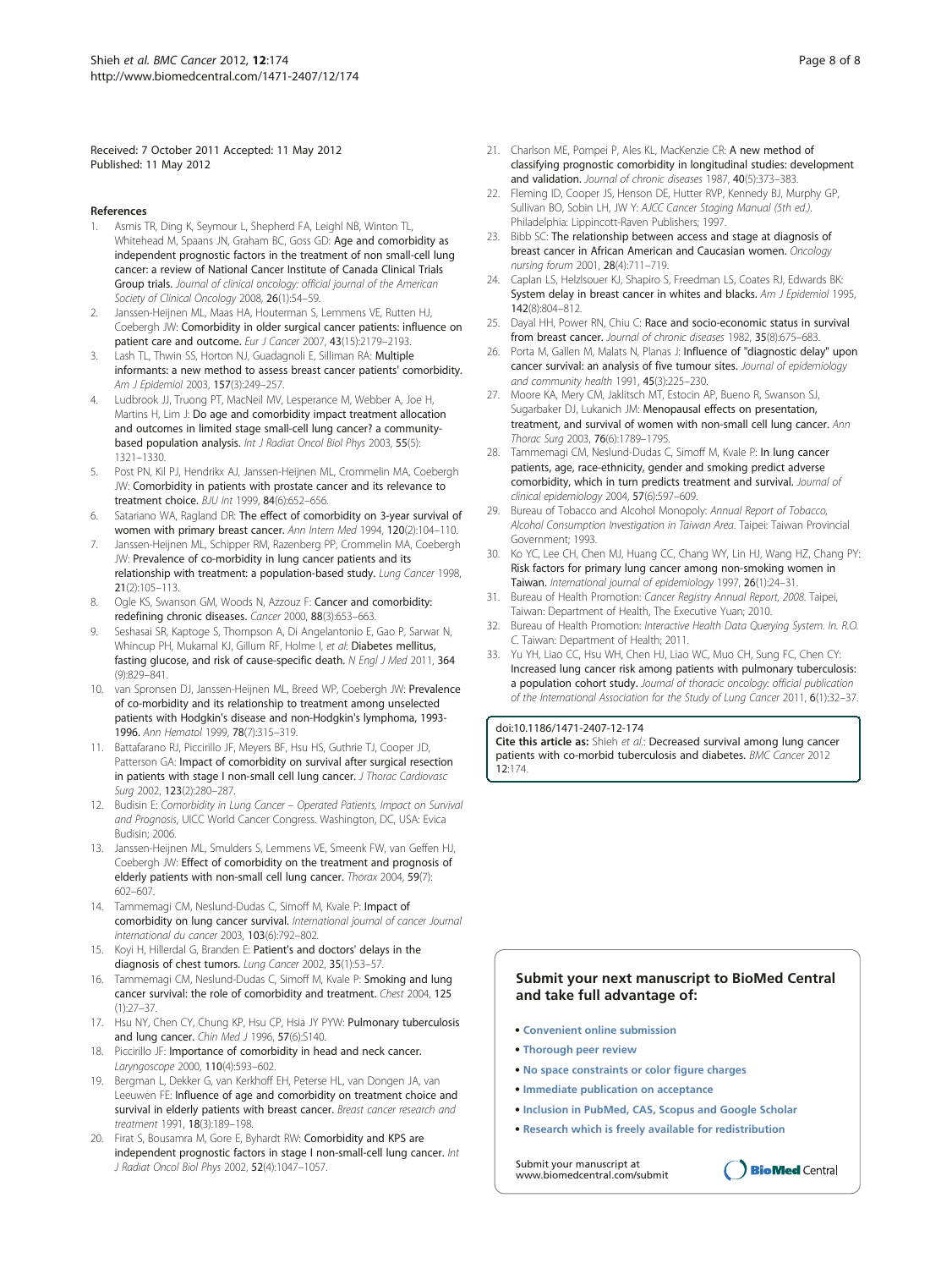Received: 7 October 2011 Accepted: 11 May 2012
Published: 11 May 2012

## References

1. Asmis TR, Ding K, Seymour L, Shepherd FA, Leighl NB, Winton TL, Whitehead M, Spaans JN, Graham BC, Goss GD: **Age and comorbidity as independent prognostic factors in the treatment of non small-cell lung cancer: a review of National Cancer Institute of Canada Clinical Trials Group trials.** *Journal of clinical oncology: official journal of the American Society of Clinical Oncology* 2008, **26**(1):54–59.
2. Janssen-Heijnen ML, Maas HA, Houterman S, Lemmens VE, Rutten HJ, Coebergh JW: **Comorbidity in older surgical cancer patients: influence on patient care and outcome.** *Eur J Cancer* 2007, **43**(15):2179–2193.
3. Lash TL, Thwin SS, Horton NJ, Guadagnoli E, Silliman RA: **Multiple informants: a new method to assess breast cancer patients' comorbidity.** *Am J Epidemiol* 2003, **157**(3):249–257.
4. Ludbrook JJ, Truong PT, MacNeil MV, Lesperance M, Webber A, Joe H, Martins H, Lim J: **Do age and comorbidity impact treatment allocation and outcomes in limited stage small-cell lung cancer? a community-based population analysis.** *Int J Radiat Oncol Biol Phys* 2003, **55**(5): 1321–1330.
5. Post PN, Kil PJ, Hendrikx AJ, Janssen-Heijnen ML, Crommelin MA, Coebergh JW: **Comorbidity in patients with prostate cancer and its relevance to treatment choice.** *BJU Int* 1999, **84**(6):652–656.
6. Satariano WA, Ragland DR: **The effect of comorbidity on 3-year survival of women with primary breast cancer.** *Ann Intern Med* 1994, **120**(2):104–110.
7. Janssen-Heijnen ML, Schipper RM, Razenberg PP, Crommelin MA, Coebergh JW: **Prevalence of co-morbidity in lung cancer patients and its relationship with treatment: a population-based study.** *Lung Cancer* 1998, **21**(2):105–113.
8. Ogle KS, Swanson GM, Woods N, Azzouz F: **Cancer and comorbidity: redefining chronic diseases.** *Cancer* 2000, **88**(3):653–663.
9. Seshasai SR, Kaptoge S, Thompson A, Di Angelantonio E, Gao P, Sarwar N, Whincup PH, Mukamal KJ, Gillum RF, Holme I, *et al*: **Diabetes mellitus, fasting glucose, and risk of cause-specific death.** *N Engl J Med* 2011, **364** (9):829–841.
10. van Spronsen DJ, Janssen-Heijnen ML, Breed WP, Coebergh JW: **Prevalence of co-morbidity and its relationship to treatment among unselected patients with Hodgkin's disease and non-Hodgkin's lymphoma, 1993-1996.** *Ann Hematol* 1999, **78**(7):315–319.
11. Battafarano RJ, Piccirillo JF, Meyers BF, Hsu HS, Guthrie TJ, Cooper JD, Patterson GA: **Impact of comorbidity on survival after surgical resection in patients with stage I non-small cell lung cancer.** *J Thorac Cardiovasc Surg* 2002, **123**(2):280–287.
12. Budisin E: *Comorbidity in Lung Cancer – Operated Patients, Impact on Survival and Prognosis*, UICC World Cancer Congress. Washington, DC, USA: Evica Budisin; 2006.
13. Janssen-Heijnen ML, Smulders S, Lemmens VE, Smeenk FW, van Geffen HJ, Coebergh JW: **Effect of comorbidity on the treatment and prognosis of elderly patients with non-small cell lung cancer.** *Thorax* 2004, **59**(7): 602–607.
14. Tammemagi CM, Neslund-Dudas C, Simoff M, Kvale P: **Impact of comorbidity on lung cancer survival.** *International journal of cancer Journal international du cancer* 2003, **103**(6):792–802.
15. Koyi H, Hillerdal G, Branden E: **Patient's and doctors' delays in the diagnosis of chest tumors.** *Lung Cancer* 2002, **35**(1):53–57.
16. Tammemagi CM, Neslund-Dudas C, Simoff M, Kvale P: **Smoking and lung cancer survival: the role of comorbidity and treatment.** *Chest* 2004, **125** (1):27–37.
17. Hsu NY, Chen CY, Chung KP, Hsu CP, Hsia JY PYW: **Pulmonary tuberculosis and lung cancer.** *Chin Med J* 1996, **57**(6):S140.
18. Piccirillo JF: **Importance of comorbidity in head and neck cancer.** *Laryngoscope* 2000, **110**(4):593–602.
19. Bergman L, Dekker G, van Kerkhoff EH, Peterse HL, van Dongen JA, van Leeuwen FE: **Influence of age and comorbidity on treatment choice and survival in elderly patients with breast cancer.** *Breast cancer research and treatment* 1991, **18**(3):189–198.
20. Firat S, Bousamra M, Gore E, Byhardt RW: **Comorbidity and KPS are independent prognostic factors in stage I non-small-cell lung cancer.** *Int J Radiat Oncol Biol Phys* 2002, **52**(4):1047–1057.
21. Charlson ME, Pompei P, Ales KL, MacKenzie CR: **A new method of classifying prognostic comorbidity in longitudinal studies: development and validation.** *Journal of chronic diseases* 1987, **40**(5):373–383.
22. Fleming ID, Cooper JS, Henson DE, Hutter RVP, Kennedy BJ, Murphy GP, Sullivan BO, Sobin LH, JW Y: *AJCC Cancer Staging Manual (5th ed.)*. Philadelphia: Lippincott-Raven Publishers; 1997.
23. Bibb SC: **The relationship between access and stage at diagnosis of breast cancer in African American and Caucasian women.** *Oncology nursing forum* 2001, **28**(4):711–719.
24. Caplan LS, Helzlsouer KJ, Shapiro S, Freedman LS, Coates RJ, Edwards BK: **System delay in breast cancer in whites and blacks.** *Am J Epidemiol* 1995, **142**(8):804–812.
25. Dayal HH, Power RN, Chiu C: **Race and socio-economic status in survival from breast cancer.** *Journal of chronic diseases* 1982, **35**(8):675–683.
26. Porta M, Gallen M, Malats N, Planas J: **Influence of "diagnostic delay" upon cancer survival: an analysis of five tumour sites.** *Journal of epidemiology and community health* 1991, **45**(3):225–230.
27. Moore KA, Mery CM, Jaklitsch MT, Estocin AP, Bueno R, Swanson SJ, Sugarbaker DJ, Lukanich JM: **Menopausal effects on presentation, treatment, and survival of women with non-small cell lung cancer.** *Ann Thorac Surg* 2003, **76**(6):1789–1795.
28. Tammemagi CM, Neslund-Dudas C, Simoff M, Kvale P: **In lung cancer patients, age, race-ethnicity, gender and smoking predict adverse comorbidity, which in turn predicts treatment and survival.** *Journal of clinical epidemiology* 2004, **57**(6):597–609.
29. Bureau of Tobacco and Alcohol Monopoly: *Annual Report of Tobacco, Alcohol Consumption Investigation in Taiwan Area*. Taipei: Taiwan Provincial Government; 1993.
30. Ko YC, Lee CH, Chen MJ, Huang CC, Chang WY, Lin HJ, Wang HZ, Chang PY: **Risk factors for primary lung cancer among non-smoking women in Taiwan.** *International journal of epidemiology* 1997, **26**(1):24–31.
31. Bureau of Health Promotion: *Cancer Registry Annual Report, 2008*. Taipei, Taiwan: Department of Health, The Executive Yuan; 2010.
32. Bureau of Health Promotion: *Interactive Health Data Querying System. In. R.O. C*. Taiwan: Department of Health; 2011.
33. Yu YH, Liao CC, Hsu WH, Chen HJ, Liao WC, Muo CH, Sung FC, Chen CY: **Increased lung cancer risk among patients with pulmonary tuberculosis: a population cohort study.** *Journal of thoracic oncology: official publication of the International Association for the Study of Lung Cancer* 2011, **6**(1):32–37.

doi:10.1186/1471-2407-12-174

**Cite this article as:** Shieh *et al.*: Decreased survival among lung cancer patients with co-morbid tuberculosis and diabetes. *BMC Cancer* 2012 **12**:174.

**Submit your next manuscript to BioMed Central and take full advantage of:**

- **Convenient online submission**
- **Thorough peer review**
- **No space constraints or color figure charges**
- **Immediate publication on acceptance**
- **Inclusion in PubMed, CAS, Scopus and Google Scholar**
- **Research which is freely available for redistribution**

Submit your manuscript at
www.biomedcentral.com/submit

BioMed Central